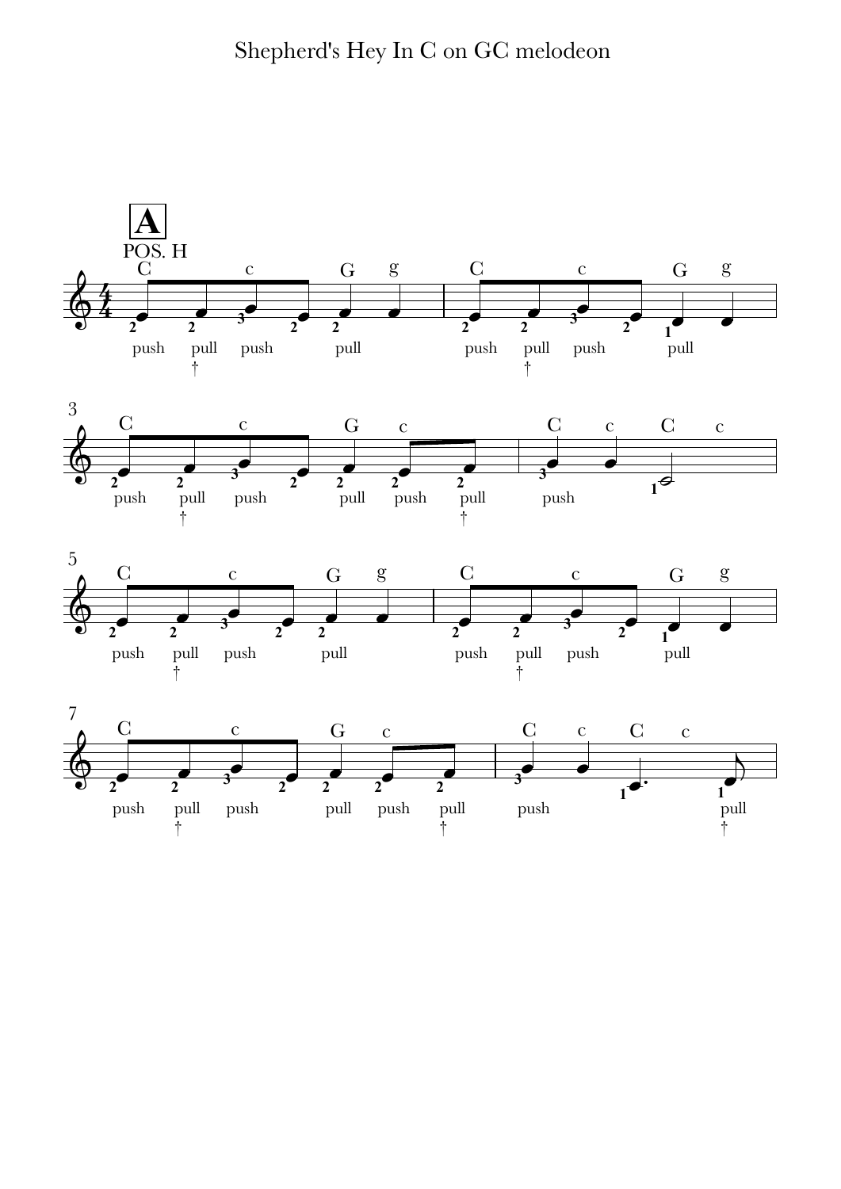# Shepherd's Hey In C on GC melodeon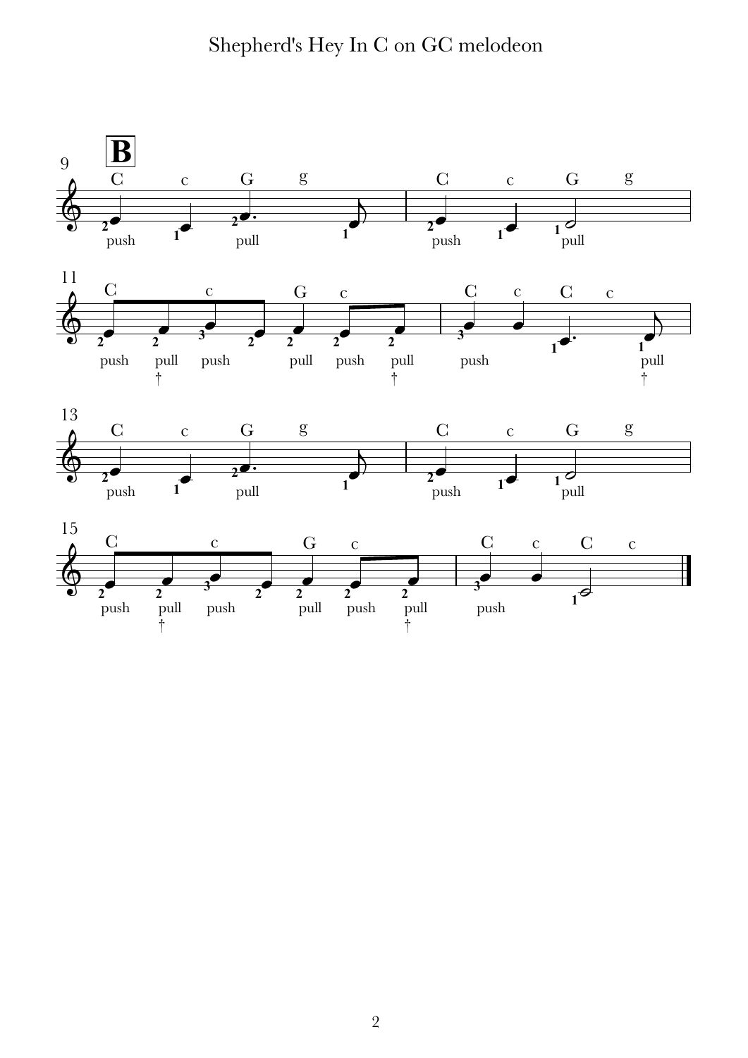# Shepherd's Hey In C on GC melodeon